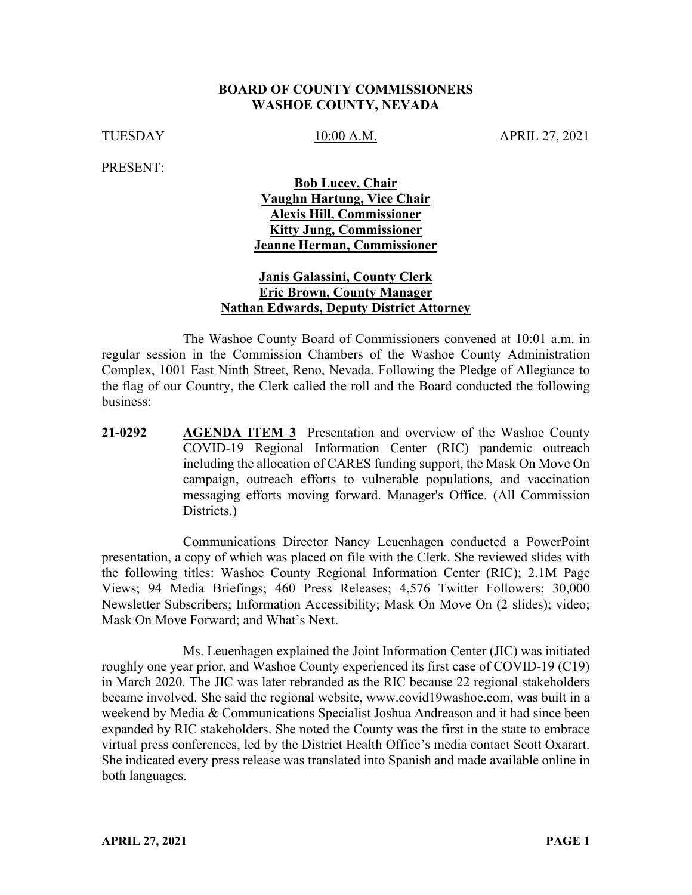**BOARD OF COUNTY COMMISSIONERS**
**WASHOE COUNTY, NEVADA**

TUESDAY 10:00 A.M. APRIL 27, 2021

PRESENT:

**Bob Lucey, Chair**
**Vaughn Hartung, Vice Chair**
**Alexis Hill, Commissioner**
**Kitty Jung, Commissioner**
**Jeanne Herman, Commissioner**

**Janis Galassini, County Clerk**
**Eric Brown, County Manager**
**Nathan Edwards, Deputy District Attorney**

The Washoe County Board of Commissioners convened at 10:01 a.m. in regular session in the Commission Chambers of the Washoe County Administration Complex, 1001 East Ninth Street, Reno, Nevada. Following the Pledge of Allegiance to the flag of our Country, the Clerk called the roll and the Board conducted the following business:

**21-0292** **AGENDA ITEM 3** Presentation and overview of the Washoe County COVID-19 Regional Information Center (RIC) pandemic outreach including the allocation of CARES funding support, the Mask On Move On campaign, outreach efforts to vulnerable populations, and vaccination messaging efforts moving forward. Manager's Office. (All Commission Districts.)

Communications Director Nancy Leuenhagen conducted a PowerPoint presentation, a copy of which was placed on file with the Clerk. She reviewed slides with the following titles: Washoe County Regional Information Center (RIC); 2.1M Page Views; 94 Media Briefings; 460 Press Releases; 4,576 Twitter Followers; 30,000 Newsletter Subscribers; Information Accessibility; Mask On Move On (2 slides); video; Mask On Move Forward; and What's Next.

Ms. Leuenhagen explained the Joint Information Center (JIC) was initiated roughly one year prior, and Washoe County experienced its first case of COVID-19 (C19) in March 2020. The JIC was later rebranded as the RIC because 22 regional stakeholders became involved. She said the regional website, www.covid19washoe.com, was built in a weekend by Media & Communications Specialist Joshua Andreason and it had since been expanded by RIC stakeholders. She noted the County was the first in the state to embrace virtual press conferences, led by the District Health Office's media contact Scott Oxarart. She indicated every press release was translated into Spanish and made available online in both languages.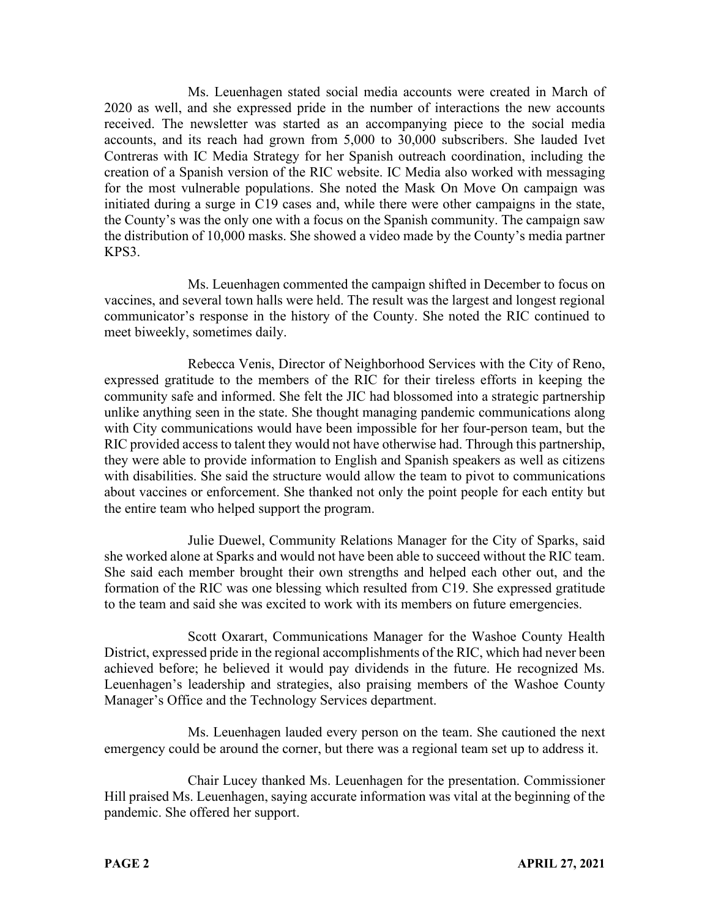Ms. Leuenhagen stated social media accounts were created in March of 2020 as well, and she expressed pride in the number of interactions the new accounts received. The newsletter was started as an accompanying piece to the social media accounts, and its reach had grown from 5,000 to 30,000 subscribers. She lauded Ivet Contreras with IC Media Strategy for her Spanish outreach coordination, including the creation of a Spanish version of the RIC website. IC Media also worked with messaging for the most vulnerable populations. She noted the Mask On Move On campaign was initiated during a surge in C19 cases and, while there were other campaigns in the state, the County's was the only one with a focus on the Spanish community. The campaign saw the distribution of 10,000 masks. She showed a video made by the County's media partner KPS3.

Ms. Leuenhagen commented the campaign shifted in December to focus on vaccines, and several town halls were held. The result was the largest and longest regional communicator's response in the history of the County. She noted the RIC continued to meet biweekly, sometimes daily.

Rebecca Venis, Director of Neighborhood Services with the City of Reno, expressed gratitude to the members of the RIC for their tireless efforts in keeping the community safe and informed. She felt the JIC had blossomed into a strategic partnership unlike anything seen in the state. She thought managing pandemic communications along with City communications would have been impossible for her four-person team, but the RIC provided access to talent they would not have otherwise had. Through this partnership, they were able to provide information to English and Spanish speakers as well as citizens with disabilities. She said the structure would allow the team to pivot to communications about vaccines or enforcement. She thanked not only the point people for each entity but the entire team who helped support the program.

Julie Duewel, Community Relations Manager for the City of Sparks, said she worked alone at Sparks and would not have been able to succeed without the RIC team. She said each member brought their own strengths and helped each other out, and the formation of the RIC was one blessing which resulted from C19. She expressed gratitude to the team and said she was excited to work with its members on future emergencies.

Scott Oxarart, Communications Manager for the Washoe County Health District, expressed pride in the regional accomplishments of the RIC, which had never been achieved before; he believed it would pay dividends in the future. He recognized Ms. Leuenhagen's leadership and strategies, also praising members of the Washoe County Manager's Office and the Technology Services department.

Ms. Leuenhagen lauded every person on the team. She cautioned the next emergency could be around the corner, but there was a regional team set up to address it.

Chair Lucey thanked Ms. Leuenhagen for the presentation. Commissioner Hill praised Ms. Leuenhagen, saying accurate information was vital at the beginning of the pandemic. She offered her support.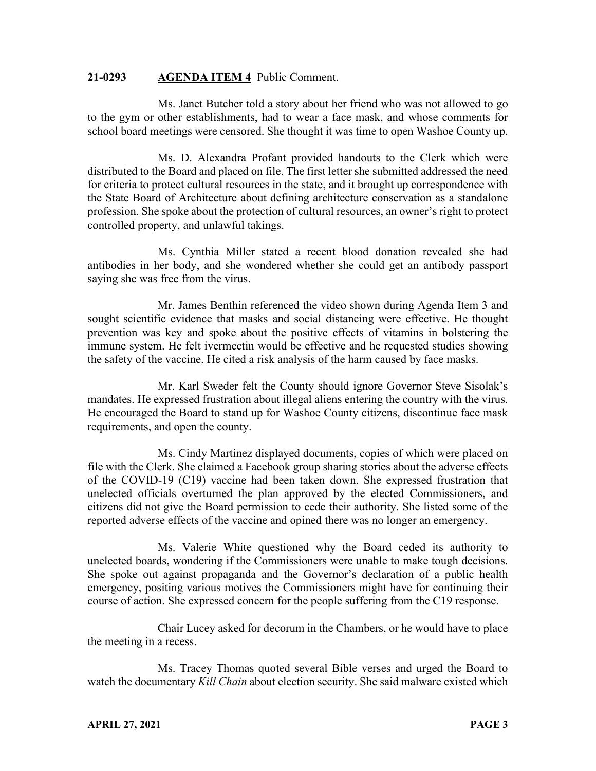**21-0293** **AGENDA ITEM 4** Public Comment.

Ms. Janet Butcher told a story about her friend who was not allowed to go to the gym or other establishments, had to wear a face mask, and whose comments for school board meetings were censored. She thought it was time to open Washoe County up.

Ms. D. Alexandra Profant provided handouts to the Clerk which were distributed to the Board and placed on file. The first letter she submitted addressed the need for criteria to protect cultural resources in the state, and it brought up correspondence with the State Board of Architecture about defining architecture conservation as a standalone profession. She spoke about the protection of cultural resources, an owner's right to protect controlled property, and unlawful takings.

Ms. Cynthia Miller stated a recent blood donation revealed she had antibodies in her body, and she wondered whether she could get an antibody passport saying she was free from the virus.

Mr. James Benthin referenced the video shown during Agenda Item 3 and sought scientific evidence that masks and social distancing were effective. He thought prevention was key and spoke about the positive effects of vitamins in bolstering the immune system. He felt ivermectin would be effective and he requested studies showing the safety of the vaccine. He cited a risk analysis of the harm caused by face masks.

Mr. Karl Sweder felt the County should ignore Governor Steve Sisolak's mandates. He expressed frustration about illegal aliens entering the country with the virus. He encouraged the Board to stand up for Washoe County citizens, discontinue face mask requirements, and open the county.

Ms. Cindy Martinez displayed documents, copies of which were placed on file with the Clerk. She claimed a Facebook group sharing stories about the adverse effects of the COVID-19 (C19) vaccine had been taken down. She expressed frustration that unelected officials overturned the plan approved by the elected Commissioners, and citizens did not give the Board permission to cede their authority. She listed some of the reported adverse effects of the vaccine and opined there was no longer an emergency.

Ms. Valerie White questioned why the Board ceded its authority to unelected boards, wondering if the Commissioners were unable to make tough decisions. She spoke out against propaganda and the Governor's declaration of a public health emergency, positing various motives the Commissioners might have for continuing their course of action. She expressed concern for the people suffering from the C19 response.

Chair Lucey asked for decorum in the Chambers, or he would have to place the meeting in a recess.

Ms. Tracey Thomas quoted several Bible verses and urged the Board to watch the documentary *Kill Chain* about election security. She said malware existed which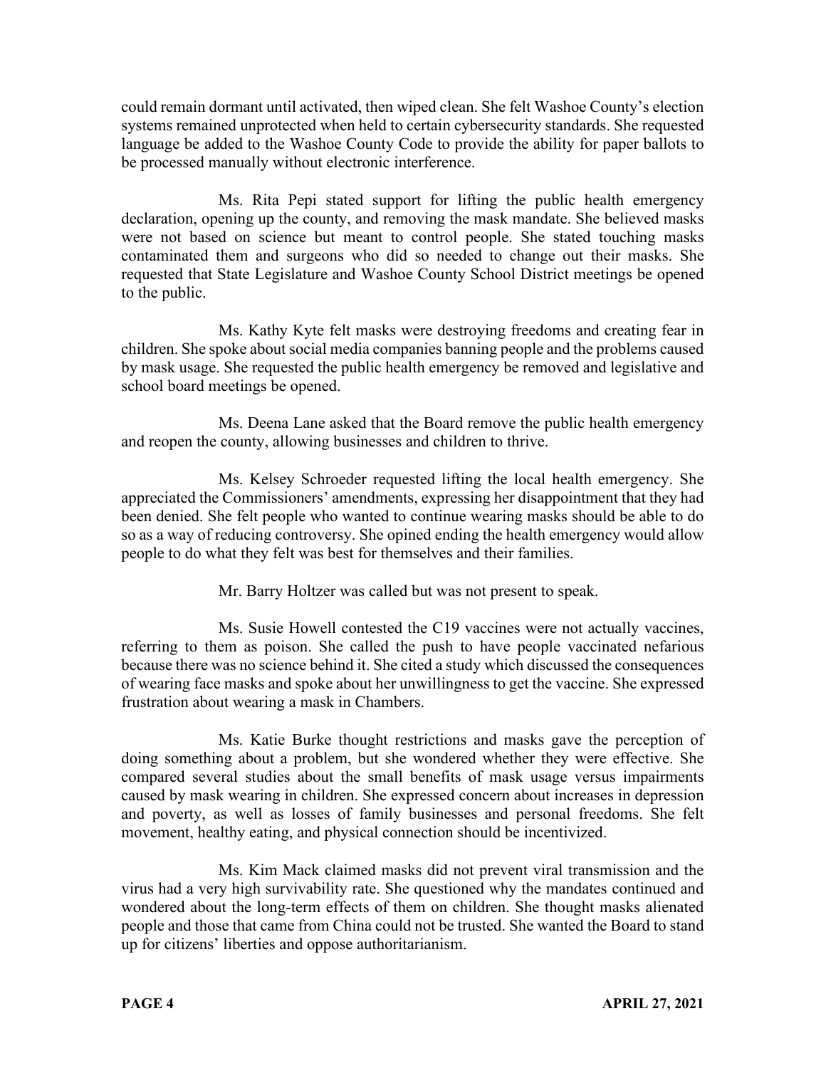could remain dormant until activated, then wiped clean. She felt Washoe County's election systems remained unprotected when held to certain cybersecurity standards. She requested language be added to the Washoe County Code to provide the ability for paper ballots to be processed manually without electronic interference.

Ms. Rita Pepi stated support for lifting the public health emergency declaration, opening up the county, and removing the mask mandate. She believed masks were not based on science but meant to control people. She stated touching masks contaminated them and surgeons who did so needed to change out their masks. She requested that State Legislature and Washoe County School District meetings be opened to the public.

Ms. Kathy Kyte felt masks were destroying freedoms and creating fear in children. She spoke about social media companies banning people and the problems caused by mask usage. She requested the public health emergency be removed and legislative and school board meetings be opened.

Ms. Deena Lane asked that the Board remove the public health emergency and reopen the county, allowing businesses and children to thrive.

Ms. Kelsey Schroeder requested lifting the local health emergency. She appreciated the Commissioners' amendments, expressing her disappointment that they had been denied. She felt people who wanted to continue wearing masks should be able to do so as a way of reducing controversy. She opined ending the health emergency would allow people to do what they felt was best for themselves and their families.

Mr. Barry Holtzer was called but was not present to speak.

Ms. Susie Howell contested the C19 vaccines were not actually vaccines, referring to them as poison. She called the push to have people vaccinated nefarious because there was no science behind it. She cited a study which discussed the consequences of wearing face masks and spoke about her unwillingness to get the vaccine. She expressed frustration about wearing a mask in Chambers.

Ms. Katie Burke thought restrictions and masks gave the perception of doing something about a problem, but she wondered whether they were effective. She compared several studies about the small benefits of mask usage versus impairments caused by mask wearing in children. She expressed concern about increases in depression and poverty, as well as losses of family businesses and personal freedoms. She felt movement, healthy eating, and physical connection should be incentivized.

Ms. Kim Mack claimed masks did not prevent viral transmission and the virus had a very high survivability rate. She questioned why the mandates continued and wondered about the long-term effects of them on children. She thought masks alienated people and those that came from China could not be trusted. She wanted the Board to stand up for citizens' liberties and oppose authoritarianism.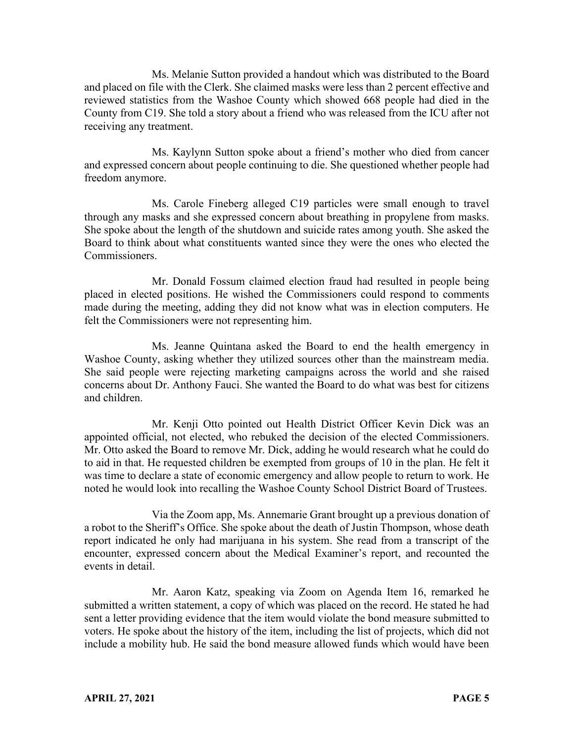Ms. Melanie Sutton provided a handout which was distributed to the Board and placed on file with the Clerk. She claimed masks were less than 2 percent effective and reviewed statistics from the Washoe County which showed 668 people had died in the County from C19. She told a story about a friend who was released from the ICU after not receiving any treatment.

Ms. Kaylynn Sutton spoke about a friend's mother who died from cancer and expressed concern about people continuing to die. She questioned whether people had freedom anymore.

Ms. Carole Fineberg alleged C19 particles were small enough to travel through any masks and she expressed concern about breathing in propylene from masks. She spoke about the length of the shutdown and suicide rates among youth. She asked the Board to think about what constituents wanted since they were the ones who elected the Commissioners.

Mr. Donald Fossum claimed election fraud had resulted in people being placed in elected positions. He wished the Commissioners could respond to comments made during the meeting, adding they did not know what was in election computers. He felt the Commissioners were not representing him.

Ms. Jeanne Quintana asked the Board to end the health emergency in Washoe County, asking whether they utilized sources other than the mainstream media. She said people were rejecting marketing campaigns across the world and she raised concerns about Dr. Anthony Fauci. She wanted the Board to do what was best for citizens and children.

Mr. Kenji Otto pointed out Health District Officer Kevin Dick was an appointed official, not elected, who rebuked the decision of the elected Commissioners. Mr. Otto asked the Board to remove Mr. Dick, adding he would research what he could do to aid in that. He requested children be exempted from groups of 10 in the plan. He felt it was time to declare a state of economic emergency and allow people to return to work. He noted he would look into recalling the Washoe County School District Board of Trustees.

Via the Zoom app, Ms. Annemarie Grant brought up a previous donation of a robot to the Sheriff's Office. She spoke about the death of Justin Thompson, whose death report indicated he only had marijuana in his system. She read from a transcript of the encounter, expressed concern about the Medical Examiner's report, and recounted the events in detail.

Mr. Aaron Katz, speaking via Zoom on Agenda Item 16, remarked he submitted a written statement, a copy of which was placed on the record. He stated he had sent a letter providing evidence that the item would violate the bond measure submitted to voters. He spoke about the history of the item, including the list of projects, which did not include a mobility hub. He said the bond measure allowed funds which would have been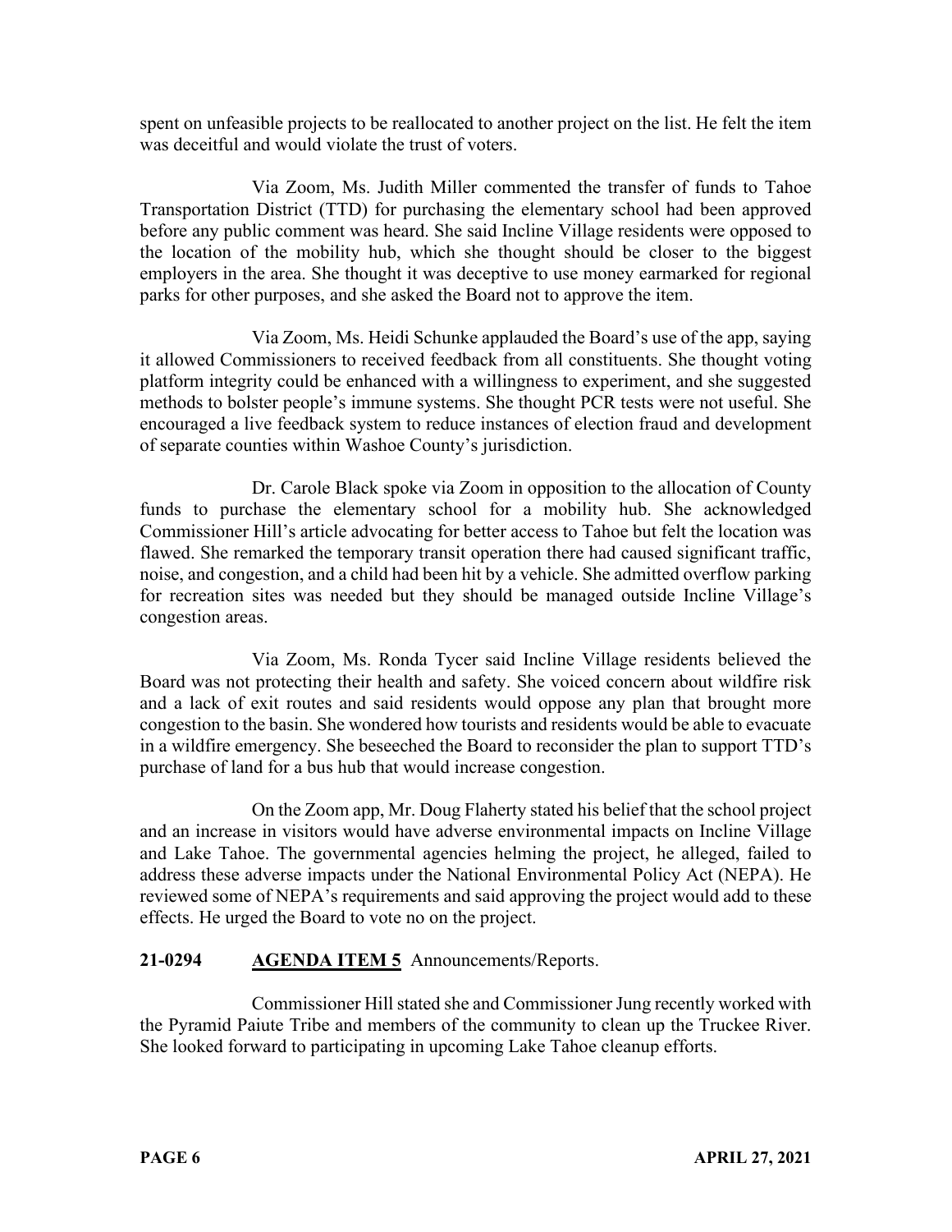spent on unfeasible projects to be reallocated to another project on the list. He felt the item was deceitful and would violate the trust of voters.

Via Zoom, Ms. Judith Miller commented the transfer of funds to Tahoe Transportation District (TTD) for purchasing the elementary school had been approved before any public comment was heard. She said Incline Village residents were opposed to the location of the mobility hub, which she thought should be closer to the biggest employers in the area. She thought it was deceptive to use money earmarked for regional parks for other purposes, and she asked the Board not to approve the item.

Via Zoom, Ms. Heidi Schunke applauded the Board's use of the app, saying it allowed Commissioners to received feedback from all constituents. She thought voting platform integrity could be enhanced with a willingness to experiment, and she suggested methods to bolster people's immune systems. She thought PCR tests were not useful. She encouraged a live feedback system to reduce instances of election fraud and development of separate counties within Washoe County's jurisdiction.

Dr. Carole Black spoke via Zoom in opposition to the allocation of County funds to purchase the elementary school for a mobility hub. She acknowledged Commissioner Hill's article advocating for better access to Tahoe but felt the location was flawed. She remarked the temporary transit operation there had caused significant traffic, noise, and congestion, and a child had been hit by a vehicle. She admitted overflow parking for recreation sites was needed but they should be managed outside Incline Village's congestion areas.

Via Zoom, Ms. Ronda Tycer said Incline Village residents believed the Board was not protecting their health and safety. She voiced concern about wildfire risk and a lack of exit routes and said residents would oppose any plan that brought more congestion to the basin. She wondered how tourists and residents would be able to evacuate in a wildfire emergency. She beseeched the Board to reconsider the plan to support TTD's purchase of land for a bus hub that would increase congestion.

On the Zoom app, Mr. Doug Flaherty stated his belief that the school project and an increase in visitors would have adverse environmental impacts on Incline Village and Lake Tahoe. The governmental agencies helming the project, he alleged, failed to address these adverse impacts under the National Environmental Policy Act (NEPA). He reviewed some of NEPA's requirements and said approving the project would add to these effects. He urged the Board to vote no on the project.

**21-0294 AGENDA ITEM 5** Announcements/Reports.

Commissioner Hill stated she and Commissioner Jung recently worked with the Pyramid Paiute Tribe and members of the community to clean up the Truckee River. She looked forward to participating in upcoming Lake Tahoe cleanup efforts.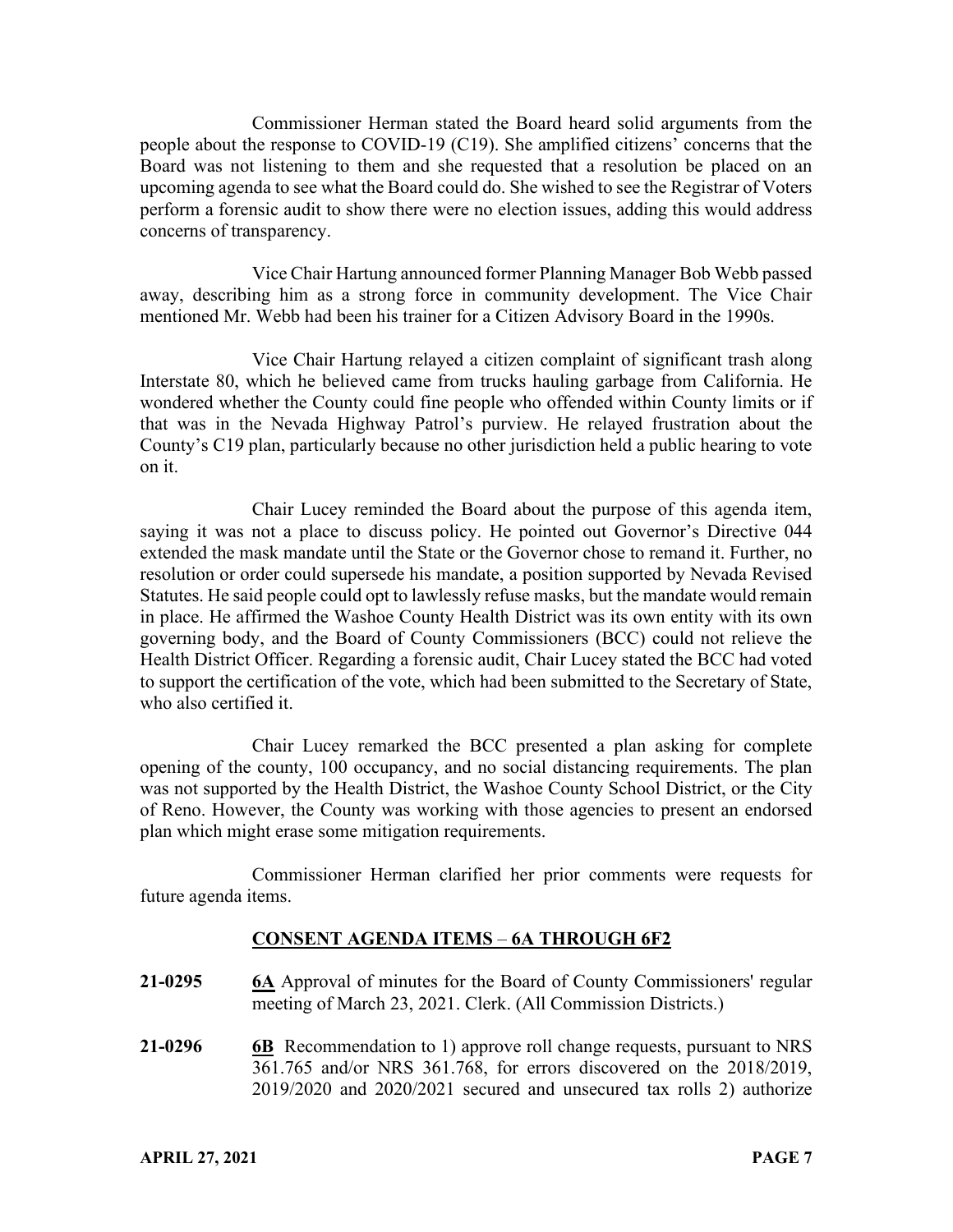Commissioner Herman stated the Board heard solid arguments from the people about the response to COVID-19 (C19). She amplified citizens' concerns that the Board was not listening to them and she requested that a resolution be placed on an upcoming agenda to see what the Board could do. She wished to see the Registrar of Voters perform a forensic audit to show there were no election issues, adding this would address concerns of transparency.

Vice Chair Hartung announced former Planning Manager Bob Webb passed away, describing him as a strong force in community development. The Vice Chair mentioned Mr. Webb had been his trainer for a Citizen Advisory Board in the 1990s.

Vice Chair Hartung relayed a citizen complaint of significant trash along Interstate 80, which he believed came from trucks hauling garbage from California. He wondered whether the County could fine people who offended within County limits or if that was in the Nevada Highway Patrol's purview. He relayed frustration about the County's C19 plan, particularly because no other jurisdiction held a public hearing to vote on it.

Chair Lucey reminded the Board about the purpose of this agenda item, saying it was not a place to discuss policy. He pointed out Governor's Directive 044 extended the mask mandate until the State or the Governor chose to remand it. Further, no resolution or order could supersede his mandate, a position supported by Nevada Revised Statutes. He said people could opt to lawlessly refuse masks, but the mandate would remain in place. He affirmed the Washoe County Health District was its own entity with its own governing body, and the Board of County Commissioners (BCC) could not relieve the Health District Officer. Regarding a forensic audit, Chair Lucey stated the BCC had voted to support the certification of the vote, which had been submitted to the Secretary of State, who also certified it.

Chair Lucey remarked the BCC presented a plan asking for complete opening of the county, 100 occupancy, and no social distancing requirements. The plan was not supported by the Health District, the Washoe County School District, or the City of Reno. However, the County was working with those agencies to present an endorsed plan which might erase some mitigation requirements.

Commissioner Herman clarified her prior comments were requests for future agenda items.

## CONSENT AGENDA ITEMS – 6A THROUGH 6F2

**21-0295** **6A** Approval of minutes for the Board of County Commissioners' regular meeting of March 23, 2021. Clerk. (All Commission Districts.)

**21-0296** **6B** Recommendation to 1) approve roll change requests, pursuant to NRS 361.765 and/or NRS 361.768, for errors discovered on the 2018/2019, 2019/2020 and 2020/2021 secured and unsecured tax rolls 2) authorize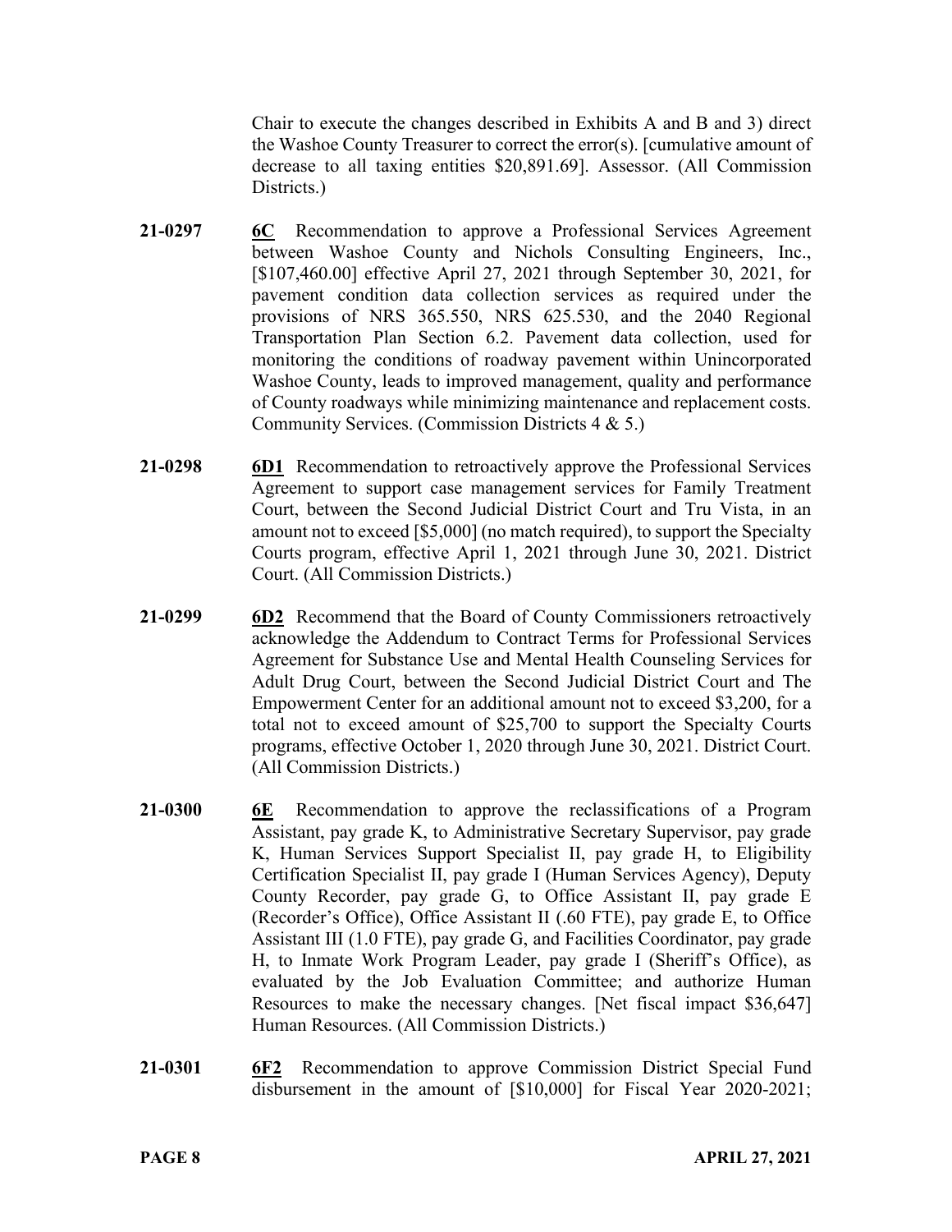Chair to execute the changes described in Exhibits A and B and 3) direct the Washoe County Treasurer to correct the error(s). [cumulative amount of decrease to all taxing entities $20,891.69]. Assessor. (All Commission Districts.)

**21-0297** **6C** Recommendation to approve a Professional Services Agreement between Washoe County and Nichols Consulting Engineers, Inc., [$107,460.00] effective April 27, 2021 through September 30, 2021, for pavement condition data collection services as required under the provisions of NRS 365.550, NRS 625.530, and the 2040 Regional Transportation Plan Section 6.2. Pavement data collection, used for monitoring the conditions of roadway pavement within Unincorporated Washoe County, leads to improved management, quality and performance of County roadways while minimizing maintenance and replacement costs. Community Services. (Commission Districts 4 & 5.)

**21-0298** **6D1** Recommendation to retroactively approve the Professional Services Agreement to support case management services for Family Treatment Court, between the Second Judicial District Court and Tru Vista, in an amount not to exceed [$5,000] (no match required), to support the Specialty Courts program, effective April 1, 2021 through June 30, 2021. District Court. (All Commission Districts.)

**21-0299** **6D2** Recommend that the Board of County Commissioners retroactively acknowledge the Addendum to Contract Terms for Professional Services Agreement for Substance Use and Mental Health Counseling Services for Adult Drug Court, between the Second Judicial District Court and The Empowerment Center for an additional amount not to exceed 3,200, for a total not to exceed amount of $25,700 to support the Specialty Courts programs, effective October 1, 2020 through June 30, 2021. District Court. (All Commission Districts.)

**21-0300** **6E** Recommendation to approve the reclassifications of a Program Assistant, pay grade K, to Administrative Secretary Supervisor, pay grade K, Human Services Support Specialist II, pay grade H, to Eligibility Certification Specialist II, pay grade I (Human Services Agency), Deputy County Recorder, pay grade G, to Office Assistant II, pay grade E (Recorder's Office), Office Assistant II (.60 FTE), pay grade E, to Office Assistant III (1.0 FTE), pay grade G, and Facilities Coordinator, pay grade H, to Inmate Work Program Leader, pay grade I (Sheriff's Office), as evaluated by the Job Evaluation Committee; and authorize Human Resources to make the necessary changes. [Net fiscal impact $36,647] Human Resources. (All Commission Districts.)

**21-0301** **6F2** Recommendation to approve Commission District Special Fund disbursement in the amount of [$10,000] for Fiscal Year 2020-2021;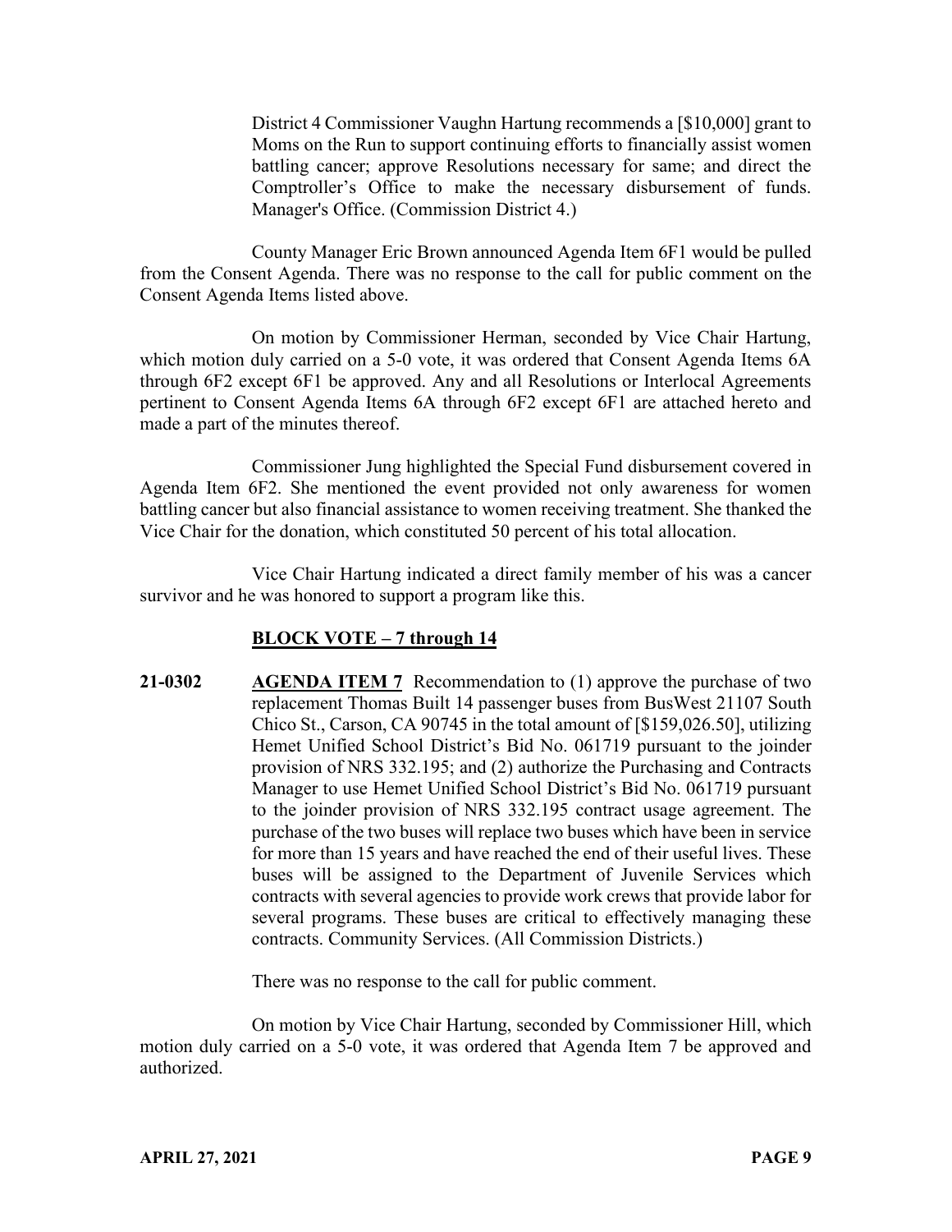District 4 Commissioner Vaughn Hartung recommends a [$10,000] grant to Moms on the Run to support continuing efforts to financially assist women battling cancer; approve Resolutions necessary for same; and direct the Comptroller's Office to make the necessary disbursement of funds. Manager's Office. (Commission District 4.)

County Manager Eric Brown announced Agenda Item 6F1 would be pulled from the Consent Agenda. There was no response to the call for public comment on the Consent Agenda Items listed above.

On motion by Commissioner Herman, seconded by Vice Chair Hartung, which motion duly carried on a 5-0 vote, it was ordered that Consent Agenda Items 6A through 6F2 except 6F1 be approved. Any and all Resolutions or Interlocal Agreements pertinent to Consent Agenda Items 6A through 6F2 except 6F1 are attached hereto and made a part of the minutes thereof.

Commissioner Jung highlighted the Special Fund disbursement covered in Agenda Item 6F2. She mentioned the event provided not only awareness for women battling cancer but also financial assistance to women receiving treatment. She thanked the Vice Chair for the donation, which constituted 50 percent of his total allocation.

Vice Chair Hartung indicated a direct family member of his was a cancer survivor and he was honored to support a program like this.

**BLOCK VOTE – 7 through 14**

**21-0302** **AGENDA ITEM 7** Recommendation to (1) approve the purchase of two replacement Thomas Built 14 passenger buses from BusWest 21107 South Chico St., Carson, CA 90745 in the total amount of [$159,026.50], utilizing Hemet Unified School District's Bid No. 061719 pursuant to the joinder provision of NRS 332.195; and (2) authorize the Purchasing and Contracts Manager to use Hemet Unified School District's Bid No. 061719 pursuant to the joinder provision of NRS 332.195 contract usage agreement. The purchase of the two buses will replace two buses which have been in service for more than 15 years and have reached the end of their useful lives. These buses will be assigned to the Department of Juvenile Services which contracts with several agencies to provide work crews that provide labor for several programs. These buses are critical to effectively managing these contracts. Community Services. (All Commission Districts.)

There was no response to the call for public comment.

On motion by Vice Chair Hartung, seconded by Commissioner Hill, which motion duly carried on a 5-0 vote, it was ordered that Agenda Item 7 be approved and authorized.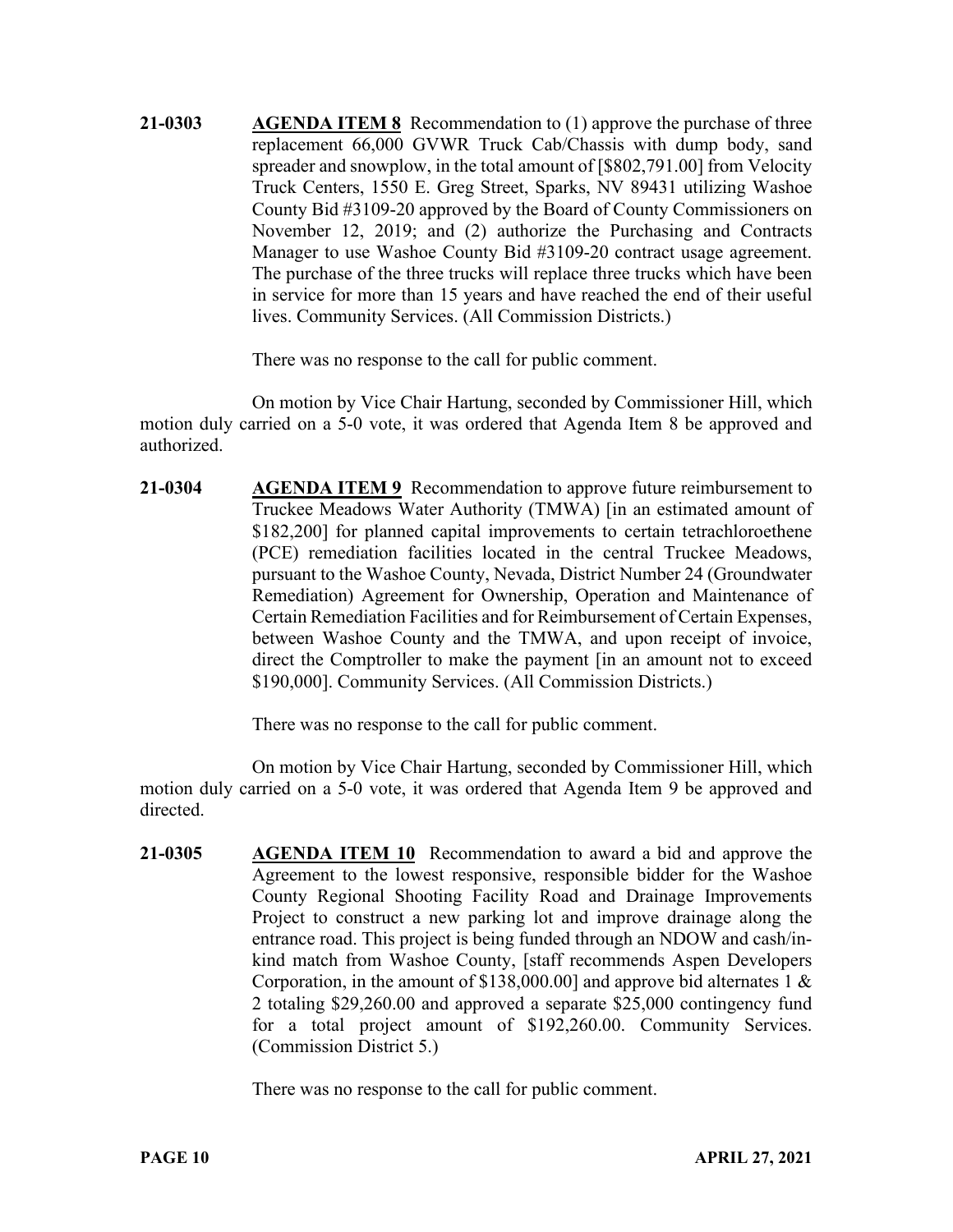**21-0303** **AGENDA ITEM 8** Recommendation to (1) approve the purchase of three replacement 66,000 GVWR Truck Cab/Chassis with dump body, sand spreader and snowplow, in the total amount of [$802,791.00] from Velocity Truck Centers, 1550 E. Greg Street, Sparks, NV 89431 utilizing Washoe County Bid #3109-20 approved by the Board of County Commissioners on November 12, 2019; and (2) authorize the Purchasing and Contracts Manager to use Washoe County Bid #3109-20 contract usage agreement. The purchase of the three trucks will replace three trucks which have been in service for more than 15 years and have reached the end of their useful lives. Community Services. (All Commission Districts.)

There was no response to the call for public comment.

On motion by Vice Chair Hartung, seconded by Commissioner Hill, which motion duly carried on a 5-0 vote, it was ordered that Agenda Item 8 be approved and authorized.

**21-0304** **AGENDA ITEM 9** Recommendation to approve future reimbursement to Truckee Meadows Water Authority (TMWA) [in an estimated amount of $182,200] for planned capital improvements to certain tetrachloroethene (PCE) remediation facilities located in the central Truckee Meadows, pursuant to the Washoe County, Nevada, District Number 24 (Groundwater Remediation) Agreement for Ownership, Operation and Maintenance of Certain Remediation Facilities and for Reimbursement of Certain Expenses, between Washoe County and the TMWA, and upon receipt of invoice, direct the Comptroller to make the payment [in an amount not to exceed $190,000]. Community Services. (All Commission Districts.)

There was no response to the call for public comment.

On motion by Vice Chair Hartung, seconded by Commissioner Hill, which motion duly carried on a 5-0 vote, it was ordered that Agenda Item 9 be approved and directed.

**21-0305** **AGENDA ITEM 10** Recommendation to award a bid and approve the Agreement to the lowest responsive, responsible bidder for the Washoe County Regional Shooting Facility Road and Drainage Improvements Project to construct a new parking lot and improve drainage along the entrance road. This project is being funded through an NDOW and cash/in-kind match from Washoe County, [staff recommends Aspen Developers Corporation, in the amount of $138,000.00] and approve bid alternates 1 & 2 totaling $29,260.00 and approved a separate $25,000 contingency fund for a total project amount of $192,260.00. Community Services. (Commission District 5.)

There was no response to the call for public comment.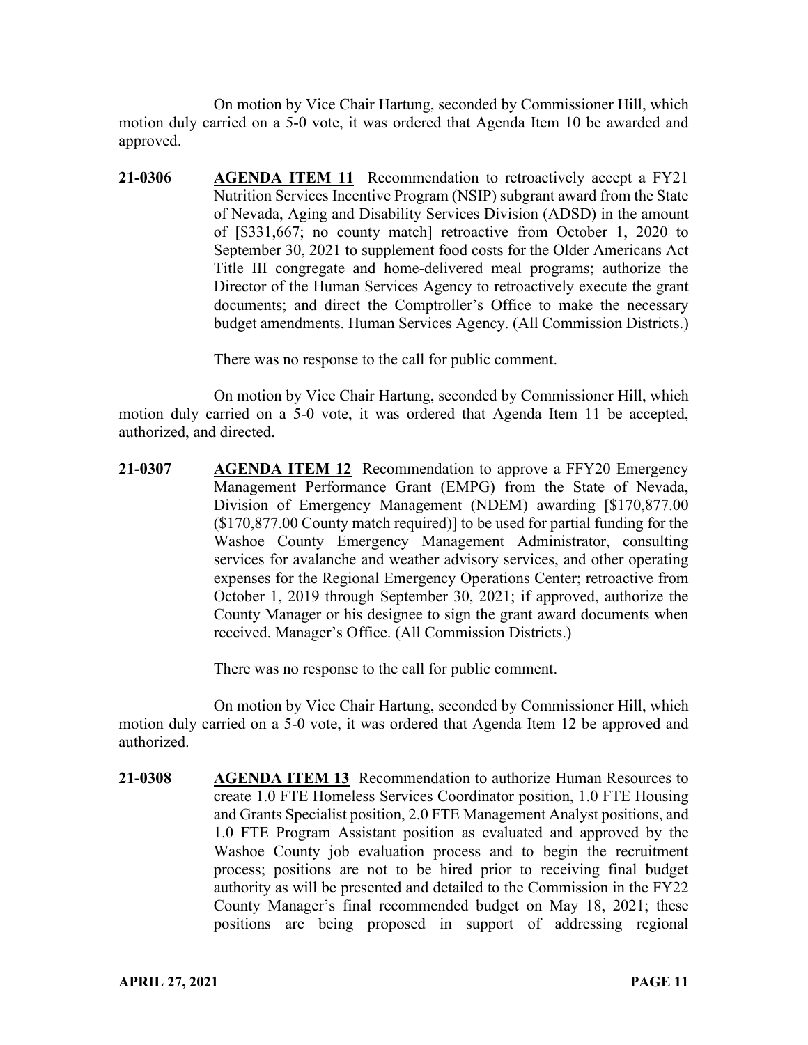On motion by Vice Chair Hartung, seconded by Commissioner Hill, which motion duly carried on a 5-0 vote, it was ordered that Agenda Item 10 be awarded and approved.

**21-0306** **AGENDA ITEM 11** Recommendation to retroactively accept a FY21 Nutrition Services Incentive Program (NSIP) subgrant award from the State of Nevada, Aging and Disability Services Division (ADSD) in the amount of [$331,667; no county match] retroactive from October 1, 2020 to September 30, 2021 to supplement food costs for the Older Americans Act Title III congregate and home-delivered meal programs; authorize the Director of the Human Services Agency to retroactively execute the grant documents; and direct the Comptroller's Office to make the necessary budget amendments. Human Services Agency. (All Commission Districts.)

There was no response to the call for public comment.

On motion by Vice Chair Hartung, seconded by Commissioner Hill, which motion duly carried on a 5-0 vote, it was ordered that Agenda Item 11 be accepted, authorized, and directed.

**21-0307** **AGENDA ITEM 12** Recommendation to approve a FFY20 Emergency Management Performance Grant (EMPG) from the State of Nevada, Division of Emergency Management (NDEM) awarding [$170,877.00 ($170,877.00 County match required)] to be used for partial funding for the Washoe County Emergency Management Administrator, consulting services for avalanche and weather advisory services, and other operating expenses for the Regional Emergency Operations Center; retroactive from October 1, 2019 through September 30, 2021; if approved, authorize the County Manager or his designee to sign the grant award documents when received. Manager's Office. (All Commission Districts.)

There was no response to the call for public comment.

On motion by Vice Chair Hartung, seconded by Commissioner Hill, which motion duly carried on a 5-0 vote, it was ordered that Agenda Item 12 be approved and authorized.

**21-0308** **AGENDA ITEM 13** Recommendation to authorize Human Resources to create 1.0 FTE Homeless Services Coordinator position, 1.0 FTE Housing and Grants Specialist position, 2.0 FTE Management Analyst positions, and 1.0 FTE Program Assistant position as evaluated and approved by the Washoe County job evaluation process and to begin the recruitment process; positions are not to be hired prior to receiving final budget authority as will be presented and detailed to the Commission in the FY22 County Manager's final recommended budget on May 18, 2021; these positions are being proposed in support of addressing regional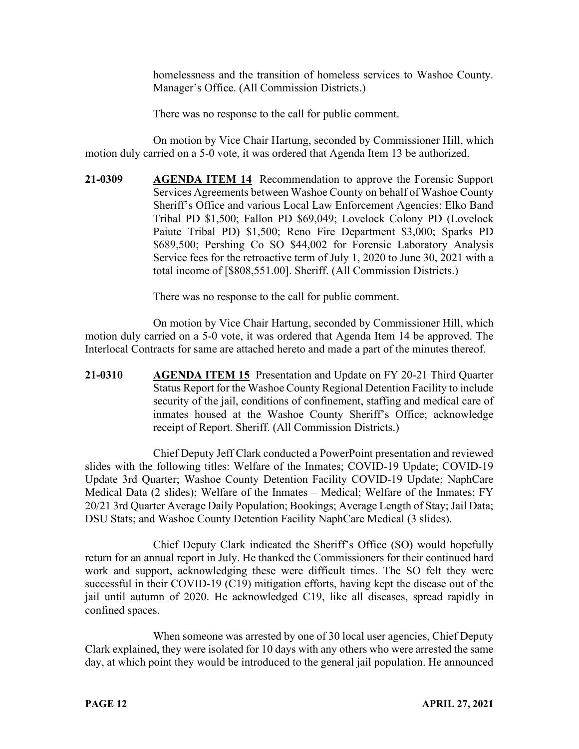homelessness and the transition of homeless services to Washoe County. Manager's Office. (All Commission Districts.)

There was no response to the call for public comment.

On motion by Vice Chair Hartung, seconded by Commissioner Hill, which motion duly carried on a 5-0 vote, it was ordered that Agenda Item 13 be authorized.

**21-0309** **AGENDA ITEM 14** Recommendation to approve the Forensic Support Services Agreements between Washoe County on behalf of Washoe County Sheriff's Office and various Local Law Enforcement Agencies: Elko Band Tribal PD $1,500; Fallon PD $69,049; Lovelock Colony PD (Lovelock Paiute Tribal PD) $1,500; Reno Fire Department $3,000; Sparks PD $689,500; Pershing Co SO $44,002 for Forensic Laboratory Analysis Service fees for the retroactive term of July 1, 2020 to June 30, 2021 with a total income of [$808,551.00]. Sheriff. (All Commission Districts.)

There was no response to the call for public comment.

On motion by Vice Chair Hartung, seconded by Commissioner Hill, which motion duly carried on a 5-0 vote, it was ordered that Agenda Item 14 be approved. The Interlocal Contracts for same are attached hereto and made a part of the minutes thereof.

**21-0310** **AGENDA ITEM 15** Presentation and Update on FY 20-21 Third Quarter Status Report for the Washoe County Regional Detention Facility to include security of the jail, conditions of confinement, staffing and medical care of inmates housed at the Washoe County Sheriff's Office; acknowledge receipt of Report. Sheriff. (All Commission Districts.)

Chief Deputy Jeff Clark conducted a PowerPoint presentation and reviewed slides with the following titles: Welfare of the Inmates; COVID-19 Update; COVID-19 Update 3rd Quarter; Washoe County Detention Facility COVID-19 Update; NaphCare Medical Data (2 slides); Welfare of the Inmates – Medical; Welfare of the Inmates; FY 20/21 3rd Quarter Average Daily Population; Bookings; Average Length of Stay; Jail Data; DSU Stats; and Washoe County Detention Facility NaphCare Medical (3 slides).

Chief Deputy Clark indicated the Sheriff's Office (SO) would hopefully return for an annual report in July. He thanked the Commissioners for their continued hard work and support, acknowledging these were difficult times. The SO felt they were successful in their COVID-19 (C19) mitigation efforts, having kept the disease out of the jail until autumn of 2020. He acknowledged C19, like all diseases, spread rapidly in confined spaces.

When someone was arrested by one of 30 local user agencies, Chief Deputy Clark explained, they were isolated for 10 days with any others who were arrested the same day, at which point they would be introduced to the general jail population. He announced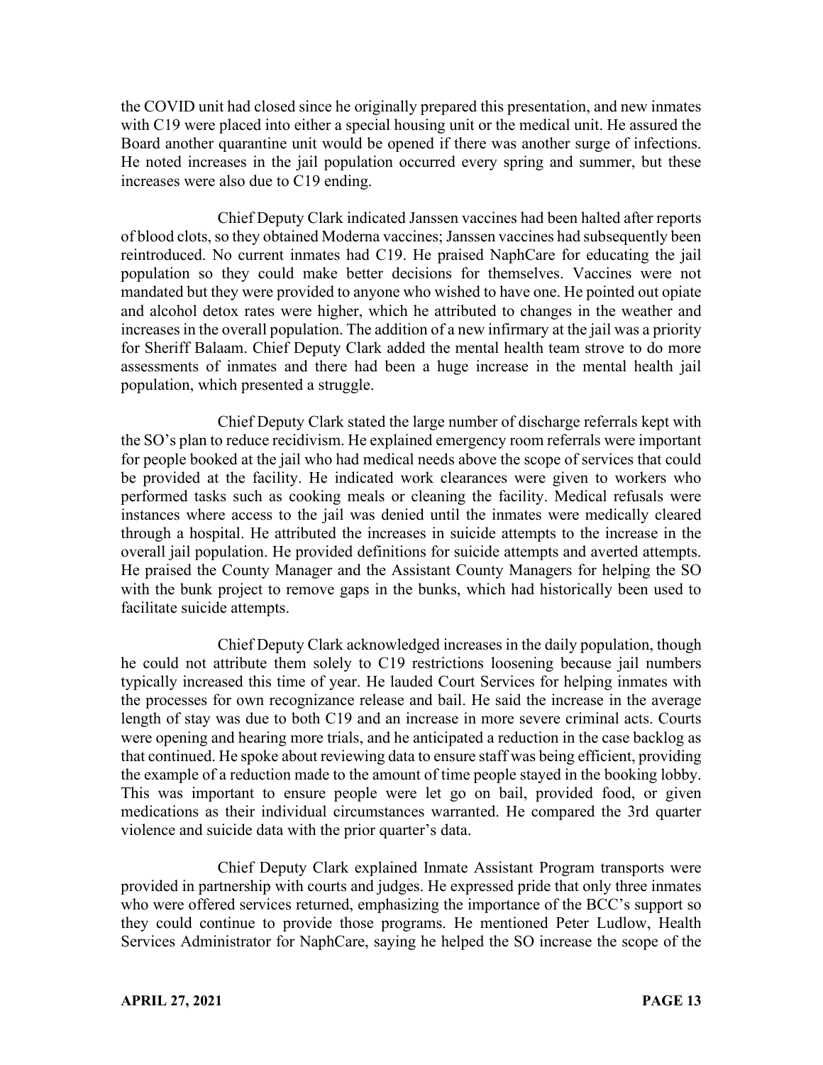the COVID unit had closed since he originally prepared this presentation, and new inmates with C19 were placed into either a special housing unit or the medical unit. He assured the Board another quarantine unit would be opened if there was another surge of infections. He noted increases in the jail population occurred every spring and summer, but these increases were also due to C19 ending.

Chief Deputy Clark indicated Janssen vaccines had been halted after reports of blood clots, so they obtained Moderna vaccines; Janssen vaccines had subsequently been reintroduced. No current inmates had C19. He praised NaphCare for educating the jail population so they could make better decisions for themselves. Vaccines were not mandated but they were provided to anyone who wished to have one. He pointed out opiate and alcohol detox rates were higher, which he attributed to changes in the weather and increases in the overall population. The addition of a new infirmary at the jail was a priority for Sheriff Balaam. Chief Deputy Clark added the mental health team strove to do more assessments of inmates and there had been a huge increase in the mental health jail population, which presented a struggle.

Chief Deputy Clark stated the large number of discharge referrals kept with the SO's plan to reduce recidivism. He explained emergency room referrals were important for people booked at the jail who had medical needs above the scope of services that could be provided at the facility. He indicated work clearances were given to workers who performed tasks such as cooking meals or cleaning the facility. Medical refusals were instances where access to the jail was denied until the inmates were medically cleared through a hospital. He attributed the increases in suicide attempts to the increase in the overall jail population. He provided definitions for suicide attempts and averted attempts. He praised the County Manager and the Assistant County Managers for helping the SO with the bunk project to remove gaps in the bunks, which had historically been used to facilitate suicide attempts.

Chief Deputy Clark acknowledged increases in the daily population, though he could not attribute them solely to C19 restrictions loosening because jail numbers typically increased this time of year. He lauded Court Services for helping inmates with the processes for own recognizance release and bail. He said the increase in the average length of stay was due to both C19 and an increase in more severe criminal acts. Courts were opening and hearing more trials, and he anticipated a reduction in the case backlog as that continued. He spoke about reviewing data to ensure staff was being efficient, providing the example of a reduction made to the amount of time people stayed in the booking lobby. This was important to ensure people were let go on bail, provided food, or given medications as their individual circumstances warranted. He compared the 3rd quarter violence and suicide data with the prior quarter's data.

Chief Deputy Clark explained Inmate Assistant Program transports were provided in partnership with courts and judges. He expressed pride that only three inmates who were offered services returned, emphasizing the importance of the BCC's support so they could continue to provide those programs. He mentioned Peter Ludlow, Health Services Administrator for NaphCare, saying he helped the SO increase the scope of the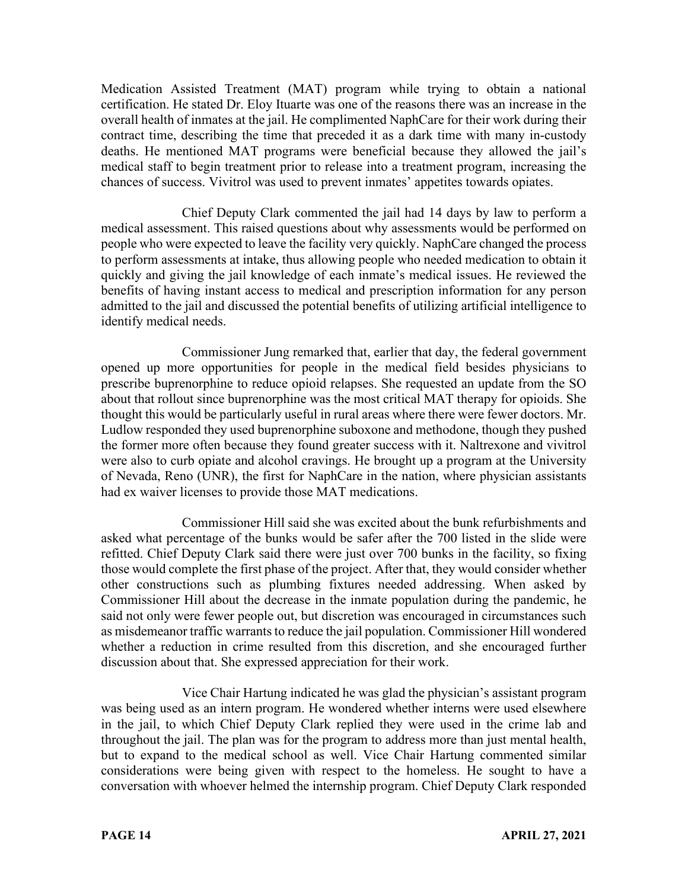Medication Assisted Treatment (MAT) program while trying to obtain a national certification. He stated Dr. Eloy Ituarte was one of the reasons there was an increase in the overall health of inmates at the jail. He complimented NaphCare for their work during their contract time, describing the time that preceded it as a dark time with many in-custody deaths. He mentioned MAT programs were beneficial because they allowed the jail's medical staff to begin treatment prior to release into a treatment program, increasing the chances of success. Vivitrol was used to prevent inmates' appetites towards opiates.

Chief Deputy Clark commented the jail had 14 days by law to perform a medical assessment. This raised questions about why assessments would be performed on people who were expected to leave the facility very quickly. NaphCare changed the process to perform assessments at intake, thus allowing people who needed medication to obtain it quickly and giving the jail knowledge of each inmate's medical issues. He reviewed the benefits of having instant access to medical and prescription information for any person admitted to the jail and discussed the potential benefits of utilizing artificial intelligence to identify medical needs.

Commissioner Jung remarked that, earlier that day, the federal government opened up more opportunities for people in the medical field besides physicians to prescribe buprenorphine to reduce opioid relapses. She requested an update from the SO about that rollout since buprenorphine was the most critical MAT therapy for opioids. She thought this would be particularly useful in rural areas where there were fewer doctors. Mr. Ludlow responded they used buprenorphine suboxone and methodone, though they pushed the former more often because they found greater success with it. Naltrexone and vivitrol were also to curb opiate and alcohol cravings. He brought up a program at the University of Nevada, Reno (UNR), the first for NaphCare in the nation, where physician assistants had ex waiver licenses to provide those MAT medications.

Commissioner Hill said she was excited about the bunk refurbishments and asked what percentage of the bunks would be safer after the 700 listed in the slide were refitted. Chief Deputy Clark said there were just over 700 bunks in the facility, so fixing those would complete the first phase of the project. After that, they would consider whether other constructions such as plumbing fixtures needed addressing. When asked by Commissioner Hill about the decrease in the inmate population during the pandemic, he said not only were fewer people out, but discretion was encouraged in circumstances such as misdemeanor traffic warrants to reduce the jail population. Commissioner Hill wondered whether a reduction in crime resulted from this discretion, and she encouraged further discussion about that. She expressed appreciation for their work.

Vice Chair Hartung indicated he was glad the physician's assistant program was being used as an intern program. He wondered whether interns were used elsewhere in the jail, to which Chief Deputy Clark replied they were used in the crime lab and throughout the jail. The plan was for the program to address more than just mental health, but to expand to the medical school as well. Vice Chair Hartung commented similar considerations were being given with respect to the homeless. He sought to have a conversation with whoever helmed the internship program. Chief Deputy Clark responded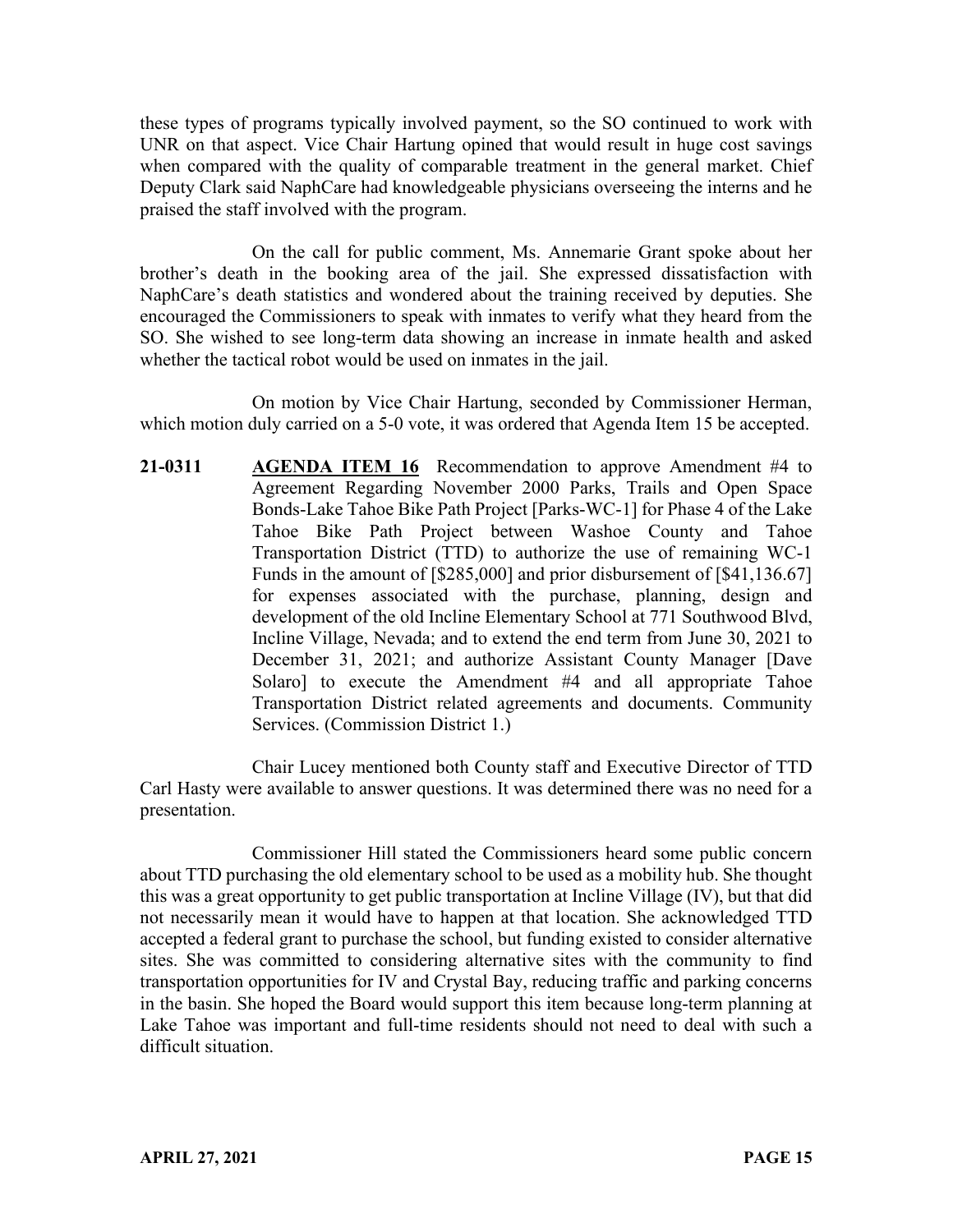these types of programs typically involved payment, so the SO continued to work with UNR on that aspect. Vice Chair Hartung opined that would result in huge cost savings when compared with the quality of comparable treatment in the general market. Chief Deputy Clark said NaphCare had knowledgeable physicians overseeing the interns and he praised the staff involved with the program.

On the call for public comment, Ms. Annemarie Grant spoke about her brother's death in the booking area of the jail. She expressed dissatisfaction with NaphCare's death statistics and wondered about the training received by deputies. She encouraged the Commissioners to speak with inmates to verify what they heard from the SO. She wished to see long-term data showing an increase in inmate health and asked whether the tactical robot would be used on inmates in the jail.

On motion by Vice Chair Hartung, seconded by Commissioner Herman, which motion duly carried on a 5-0 vote, it was ordered that Agenda Item 15 be accepted.

**21-0311** **AGENDA ITEM 16** Recommendation to approve Amendment #4 to Agreement Regarding November 2000 Parks, Trails and Open Space Bonds-Lake Tahoe Bike Path Project [Parks-WC-1] for Phase 4 of the Lake Tahoe Bike Path Project between Washoe County and Tahoe Transportation District (TTD) to authorize the use of remaining WC-1 Funds in the amount of [$285,000] and prior disbursement of [$41,136.67] for expenses associated with the purchase, planning, design and development of the old Incline Elementary School at 771 Southwood Blvd, Incline Village, Nevada; and to extend the end term from June 30, 2021 to December 31, 2021; and authorize Assistant County Manager [Dave Solaro] to execute the Amendment #4 and all appropriate Tahoe Transportation District related agreements and documents. Community Services. (Commission District 1.)

Chair Lucey mentioned both County staff and Executive Director of TTD Carl Hasty were available to answer questions. It was determined there was no need for a presentation.

Commissioner Hill stated the Commissioners heard some public concern about TTD purchasing the old elementary school to be used as a mobility hub. She thought this was a great opportunity to get public transportation at Incline Village (IV), but that did not necessarily mean it would have to happen at that location. She acknowledged TTD accepted a federal grant to purchase the school, but funding existed to consider alternative sites. She was committed to considering alternative sites with the community to find transportation opportunities for IV and Crystal Bay, reducing traffic and parking concerns in the basin. She hoped the Board would support this item because long-term planning at Lake Tahoe was important and full-time residents should not need to deal with such a difficult situation.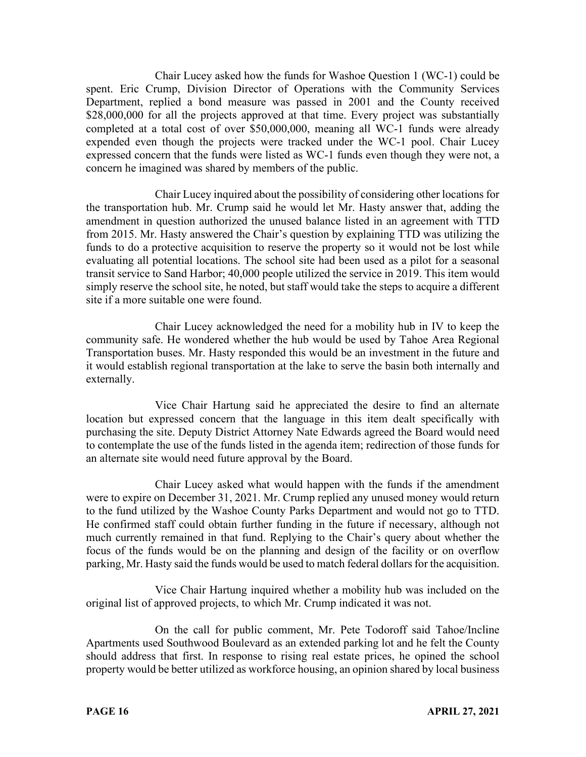Chair Lucey asked how the funds for Washoe Question 1 (WC-1) could be spent. Eric Crump, Division Director of Operations with the Community Services Department, replied a bond measure was passed in 2001 and the County received \$28,000,000 for all the projects approved at that time. Every project was substantially completed at a total cost of over \$50,000,000, meaning all WC-1 funds were already expended even though the projects were tracked under the WC-1 pool. Chair Lucey expressed concern that the funds were listed as WC-1 funds even though they were not, a concern he imagined was shared by members of the public.

Chair Lucey inquired about the possibility of considering other locations for the transportation hub. Mr. Crump said he would let Mr. Hasty answer that, adding the amendment in question authorized the unused balance listed in an agreement with TTD from 2015. Mr. Hasty answered the Chair's question by explaining TTD was utilizing the funds to do a protective acquisition to reserve the property so it would not be lost while evaluating all potential locations. The school site had been used as a pilot for a seasonal transit service to Sand Harbor; 40,000 people utilized the service in 2019. This item would simply reserve the school site, he noted, but staff would take the steps to acquire a different site if a more suitable one were found.

Chair Lucey acknowledged the need for a mobility hub in IV to keep the community safe. He wondered whether the hub would be used by Tahoe Area Regional Transportation buses. Mr. Hasty responded this would be an investment in the future and it would establish regional transportation at the lake to serve the basin both internally and externally.

Vice Chair Hartung said he appreciated the desire to find an alternate location but expressed concern that the language in this item dealt specifically with purchasing the site. Deputy District Attorney Nate Edwards agreed the Board would need to contemplate the use of the funds listed in the agenda item; redirection of those funds for an alternate site would need future approval by the Board.

Chair Lucey asked what would happen with the funds if the amendment were to expire on December 31, 2021. Mr. Crump replied any unused money would return to the fund utilized by the Washoe County Parks Department and would not go to TTD. He confirmed staff could obtain further funding in the future if necessary, although not much currently remained in that fund. Replying to the Chair's query about whether the focus of the funds would be on the planning and design of the facility or on overflow parking, Mr. Hasty said the funds would be used to match federal dollars for the acquisition.

Vice Chair Hartung inquired whether a mobility hub was included on the original list of approved projects, to which Mr. Crump indicated it was not.

On the call for public comment, Mr. Pete Todoroff said Tahoe/Incline Apartments used Southwood Boulevard as an extended parking lot and he felt the County should address that first. In response to rising real estate prices, he opined the school property would be better utilized as workforce housing, an opinion shared by local business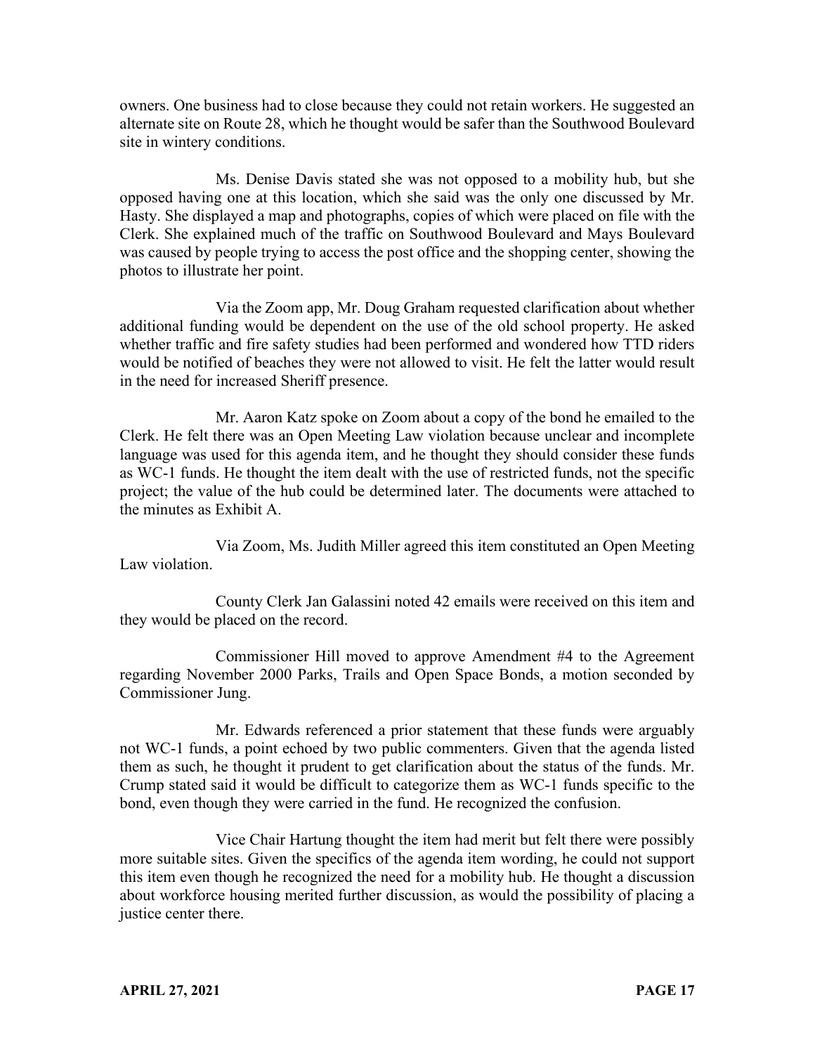owners. One business had to close because they could not retain workers. He suggested an alternate site on Route 28, which he thought would be safer than the Southwood Boulevard site in wintery conditions.

Ms. Denise Davis stated she was not opposed to a mobility hub, but she opposed having one at this location, which she said was the only one discussed by Mr. Hasty. She displayed a map and photographs, copies of which were placed on file with the Clerk. She explained much of the traffic on Southwood Boulevard and Mays Boulevard was caused by people trying to access the post office and the shopping center, showing the photos to illustrate her point.

Via the Zoom app, Mr. Doug Graham requested clarification about whether additional funding would be dependent on the use of the old school property. He asked whether traffic and fire safety studies had been performed and wondered how TTD riders would be notified of beaches they were not allowed to visit. He felt the latter would result in the need for increased Sheriff presence.

Mr. Aaron Katz spoke on Zoom about a copy of the bond he emailed to the Clerk. He felt there was an Open Meeting Law violation because unclear and incomplete language was used for this agenda item, and he thought they should consider these funds as WC-1 funds. He thought the item dealt with the use of restricted funds, not the specific project; the value of the hub could be determined later. The documents were attached to the minutes as Exhibit A.

Via Zoom, Ms. Judith Miller agreed this item constituted an Open Meeting Law violation.

County Clerk Jan Galassini noted 42 emails were received on this item and they would be placed on the record.

Commissioner Hill moved to approve Amendment #4 to the Agreement regarding November 2000 Parks, Trails and Open Space Bonds, a motion seconded by Commissioner Jung.

Mr. Edwards referenced a prior statement that these funds were arguably not WC-1 funds, a point echoed by two public commenters. Given that the agenda listed them as such, he thought it prudent to get clarification about the status of the funds. Mr. Crump stated said it would be difficult to categorize them as WC-1 funds specific to the bond, even though they were carried in the fund. He recognized the confusion.

Vice Chair Hartung thought the item had merit but felt there were possibly more suitable sites. Given the specifics of the agenda item wording, he could not support this item even though he recognized the need for a mobility hub. He thought a discussion about workforce housing merited further discussion, as would the possibility of placing a justice center there.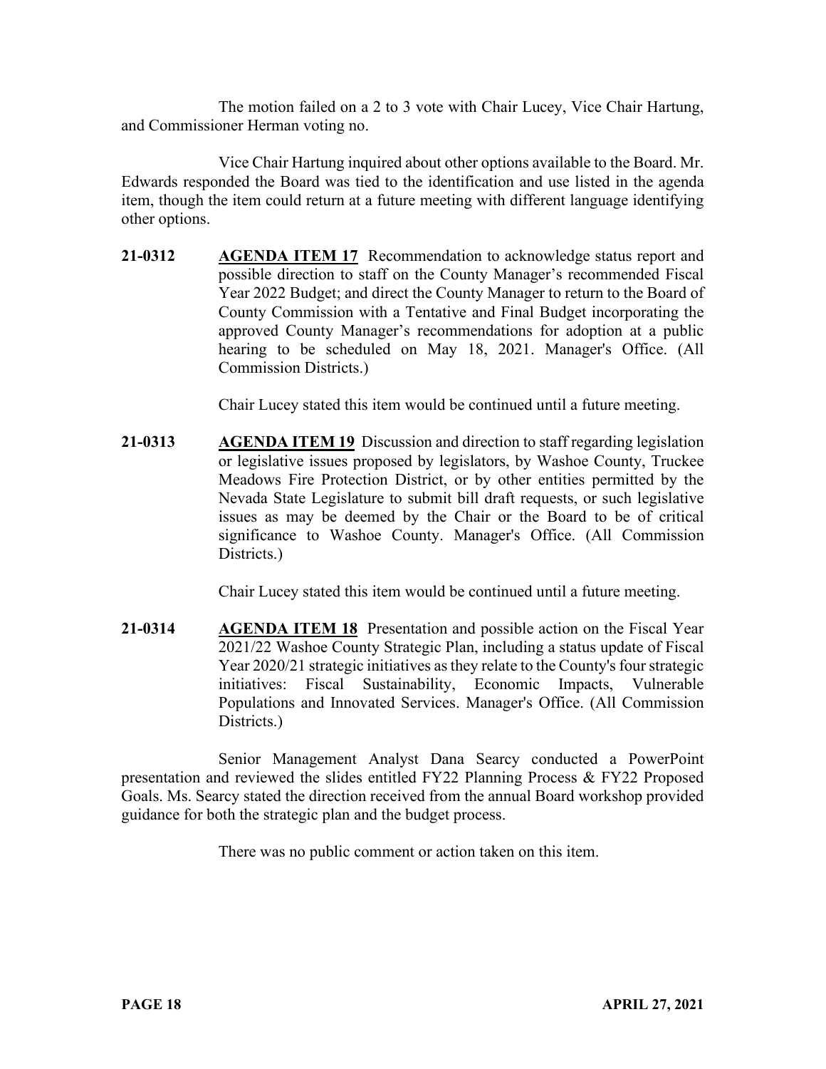The motion failed on a 2 to 3 vote with Chair Lucey, Vice Chair Hartung, and Commissioner Herman voting no.

Vice Chair Hartung inquired about other options available to the Board. Mr. Edwards responded the Board was tied to the identification and use listed in the agenda item, though the item could return at a future meeting with different language identifying other options.

**21-0312** **AGENDA ITEM 17** Recommendation to acknowledge status report and possible direction to staff on the County Manager's recommended Fiscal Year 2022 Budget; and direct the County Manager to return to the Board of County Commission with a Tentative and Final Budget incorporating the approved County Manager's recommendations for adoption at a public hearing to be scheduled on May 18, 2021. Manager's Office. (All Commission Districts.)

Chair Lucey stated this item would be continued until a future meeting.

**21-0313** **AGENDA ITEM 19** Discussion and direction to staff regarding legislation or legislative issues proposed by legislators, by Washoe County, Truckee Meadows Fire Protection District, or by other entities permitted by the Nevada State Legislature to submit bill draft requests, or such legislative issues as may be deemed by the Chair or the Board to be of critical significance to Washoe County. Manager's Office. (All Commission Districts.)

Chair Lucey stated this item would be continued until a future meeting.

**21-0314** **AGENDA ITEM 18** Presentation and possible action on the Fiscal Year 2021/22 Washoe County Strategic Plan, including a status update of Fiscal Year 2020/21 strategic initiatives as they relate to the County's four strategic initiatives: Fiscal Sustainability, Economic Impacts, Vulnerable Populations and Innovated Services. Manager's Office. (All Commission Districts.)

Senior Management Analyst Dana Searcy conducted a PowerPoint presentation and reviewed the slides entitled FY22 Planning Process & FY22 Proposed Goals. Ms. Searcy stated the direction received from the annual Board workshop provided guidance for both the strategic plan and the budget process.

There was no public comment or action taken on this item.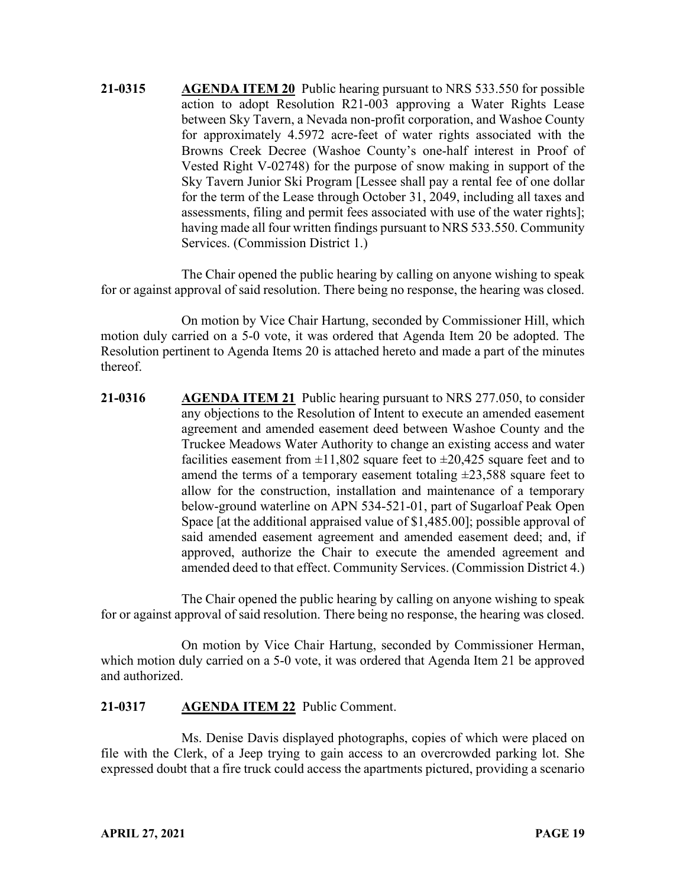**21-0315** **AGENDA ITEM 20** Public hearing pursuant to NRS 533.550 for possible action to adopt Resolution R21-003 approving a Water Rights Lease between Sky Tavern, a Nevada non-profit corporation, and Washoe County for approximately 4.5972 acre-feet of water rights associated with the Browns Creek Decree (Washoe County's one-half interest in Proof of Vested Right V-02748) for the purpose of snow making in support of the Sky Tavern Junior Ski Program [Lessee shall pay a rental fee of one dollar for the term of the Lease through October 31, 2049, including all taxes and assessments, filing and permit fees associated with use of the water rights]; having made all four written findings pursuant to NRS 533.550. Community Services. (Commission District 1.)

The Chair opened the public hearing by calling on anyone wishing to speak for or against approval of said resolution. There being no response, the hearing was closed.

On motion by Vice Chair Hartung, seconded by Commissioner Hill, which motion duly carried on a 5-0 vote, it was ordered that Agenda Item 20 be adopted. The Resolution pertinent to Agenda Items 20 is attached hereto and made a part of the minutes thereof.

**21-0316** **AGENDA ITEM 21** Public hearing pursuant to NRS 277.050, to consider any objections to the Resolution of Intent to execute an amended easement agreement and amended easement deed between Washoe County and the Truckee Meadows Water Authority to change an existing access and water facilities easement from ±11,802 square feet to ±20,425 square feet and to amend the terms of a temporary easement totaling ±23,588 square feet to allow for the construction, installation and maintenance of a temporary below-ground waterline on APN 534-521-01, part of Sugarloaf Peak Open Space [at the additional appraised value of $1,485.00]; possible approval of said amended easement agreement and amended easement deed; and, if approved, authorize the Chair to execute the amended agreement and amended deed to that effect. Community Services. (Commission District 4.)

The Chair opened the public hearing by calling on anyone wishing to speak for or against approval of said resolution. There being no response, the hearing was closed.

On motion by Vice Chair Hartung, seconded by Commissioner Herman, which motion duly carried on a 5-0 vote, it was ordered that Agenda Item 21 be approved and authorized.

**21-0317** **AGENDA ITEM 22** Public Comment.

Ms. Denise Davis displayed photographs, copies of which were placed on file with the Clerk, of a Jeep trying to gain access to an overcrowded parking lot. She expressed doubt that a fire truck could access the apartments pictured, providing a scenario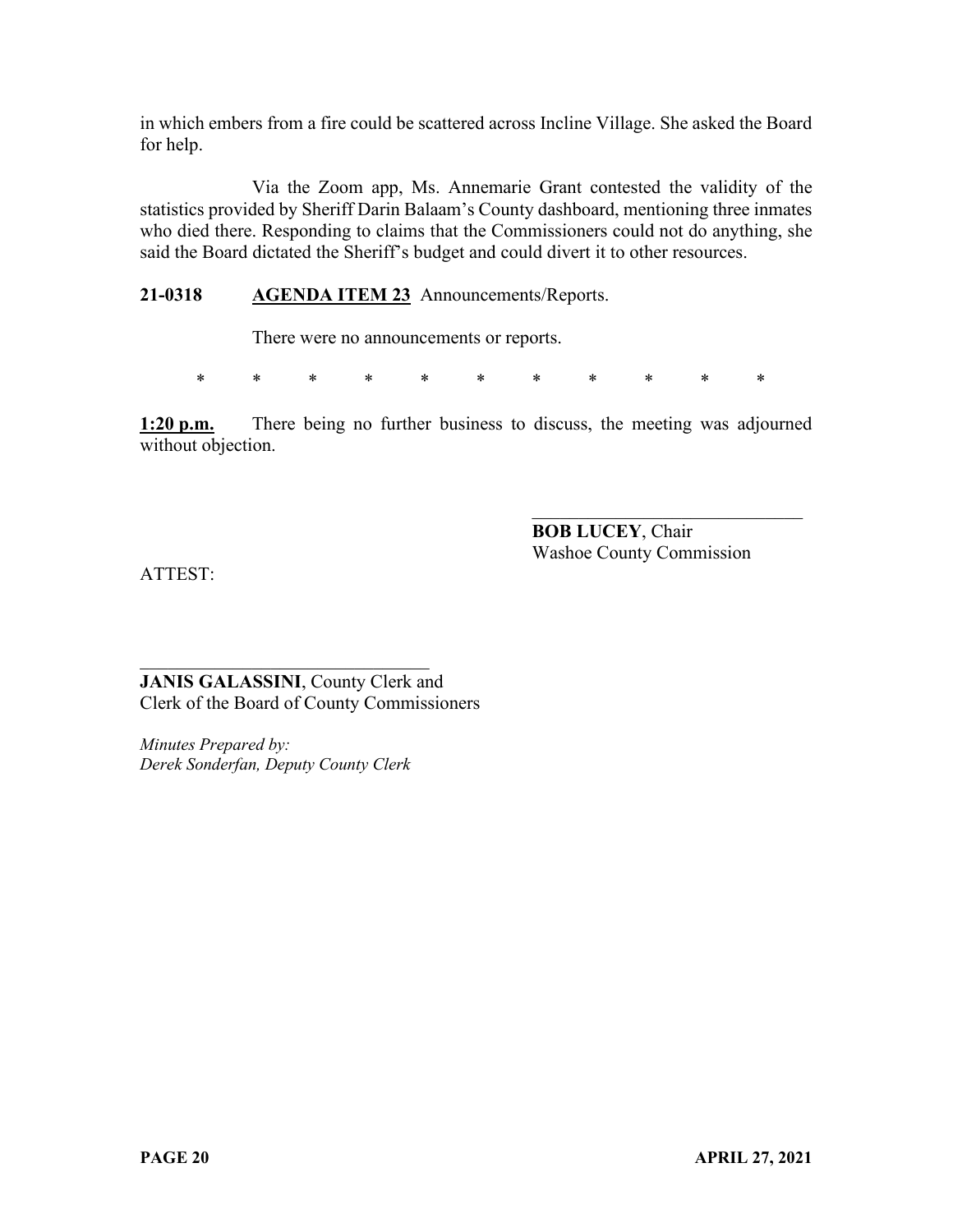in which embers from a fire could be scattered across Incline Village. She asked the Board for help.

Via the Zoom app, Ms. Annemarie Grant contested the validity of the statistics provided by Sheriff Darin Balaam's County dashboard, mentioning three inmates who died there. Responding to claims that the Commissioners could not do anything, she said the Board dictated the Sheriff's budget and could divert it to other resources.

**21-0318** **AGENDA ITEM 23** Announcements/Reports.

There were no announcements or reports.

\* \* \* \* \* \* \* \* \* \* \*

**1:20 p.m.** There being no further business to discuss, the meeting was adjourned without objection.

\_\_\_\_\_\_\_\_\_\_\_\_\_\_\_\_\_\_\_\_\_\_\_\_\_\_\_\_\_\_
**BOB LUCEY**, Chair
Washoe County Commission

ATTEST:

\_\_\_\_\_\_\_\_\_\_\_\_\_\_\_\_\_\_\_\_\_\_\_\_\_\_\_\_\_\_
**JANIS GALASSINI**, County Clerk and
Clerk of the Board of County Commissioners

*Minutes Prepared by:*
*Derek Sonderfan, Deputy County Clerk*